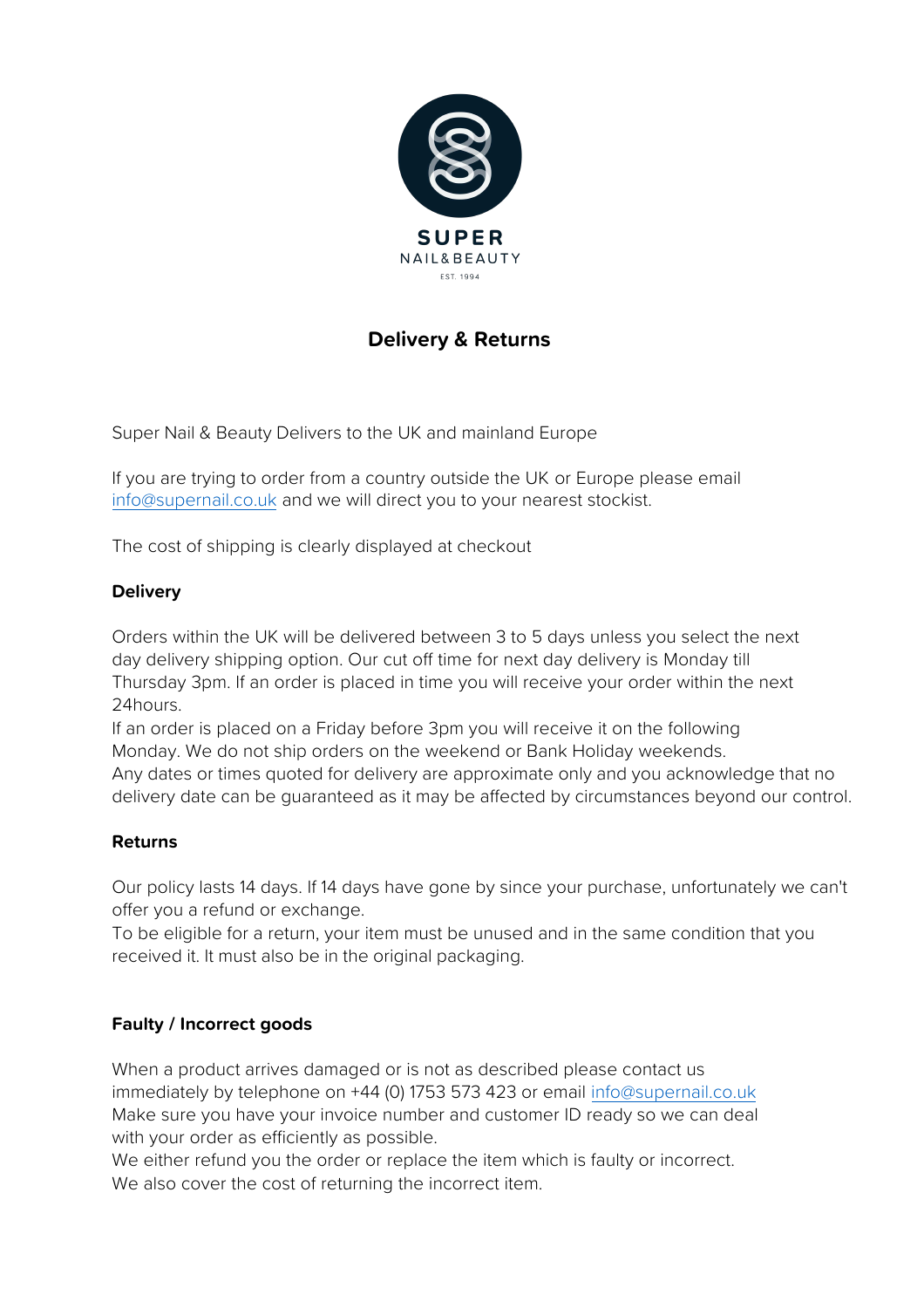SUPER
NAIL&BEAUTY
EST. 1994

# Delivery & Returns

Super Nail & Beauty Delivers to the UK and mainland Europe

If you are trying to order from a country outside the UK or Europe please email info@supernail.co.uk and we will direct you to your nearest stockist.

The cost of shipping is clearly displayed at checkout

**Delivery**

Orders within the UK will be delivered between 3 to 5 days unless you select the next day delivery shipping option. Our cut off time for next day delivery is Monday till Thursday 3pm. If an order is placed in time you will receive your order within the next 24hours.
If an order is placed on a Friday before 3pm you will receive it on the following Monday. We do not ship orders on the weekend or Bank Holiday weekends.
Any dates or times quoted for delivery are approximate only and you acknowledge that no delivery date can be guaranteed as it may be affected by circumstances beyond our control.

**Returns**

Our policy lasts 14 days. If 14 days have gone by since your purchase, unfortunately we can't offer you a refund or exchange.
To be eligible for a return, your item must be unused and in the same condition that you received it. It must also be in the original packaging.

**Faulty / Incorrect goods**

When a product arrives damaged or is not as described please contact us immediately by telephone on +44 (0) 1753 573 423 or email info@supernail.co.uk
Make sure you have your invoice number and customer ID ready so we can deal with your order as efficiently as possible.
We either refund you the order or replace the item which is faulty or incorrect.
We also cover the cost of returning the incorrect item.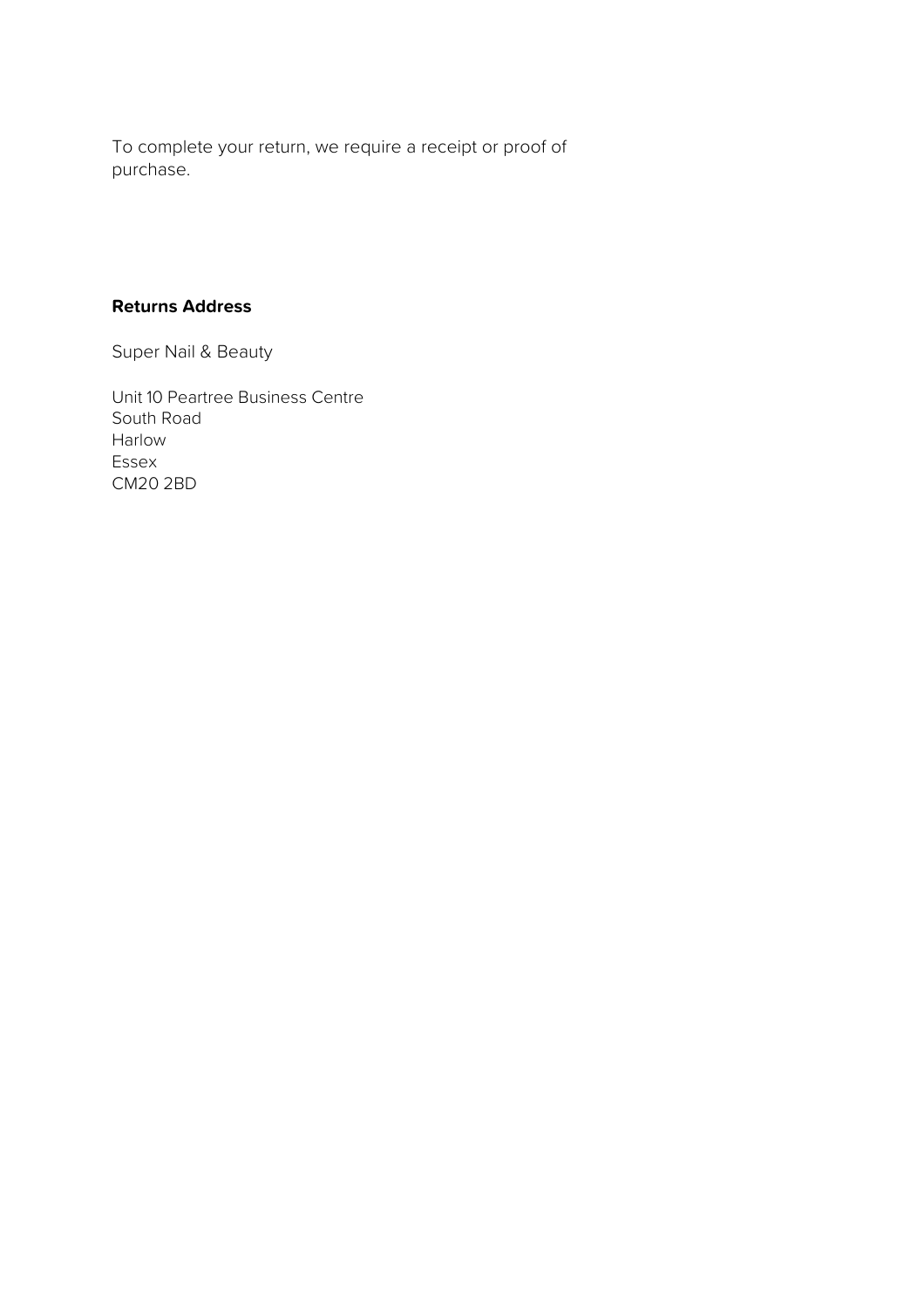To complete your return, we require a receipt or proof of purchase.

**Returns Address**

Super Nail & Beauty

Unit 10 Peartree Business Centre
South Road
Harlow
Essex
CM20 2BD